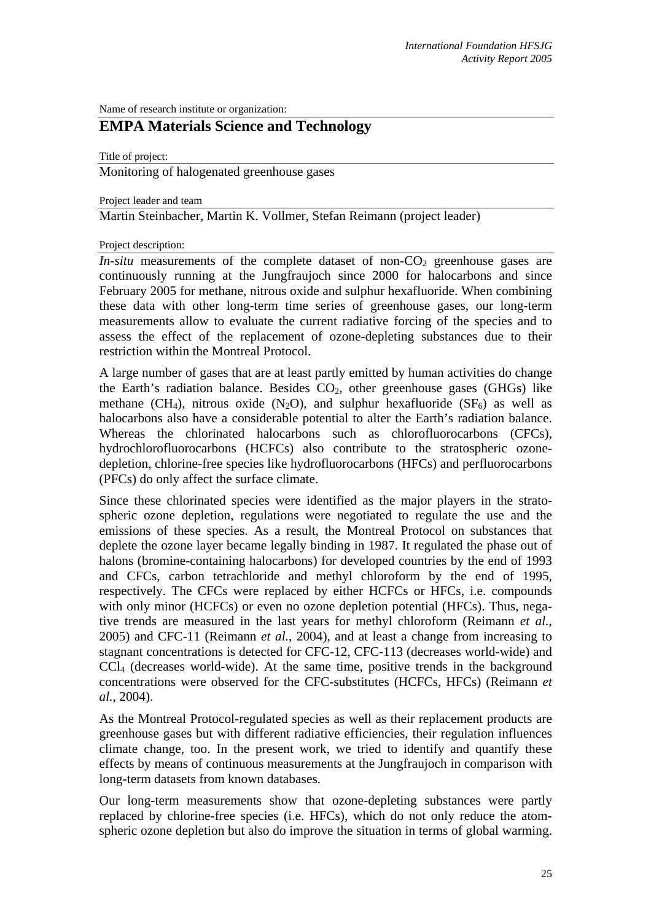Name of research institute or organization:

# EMPA Materials Science and Technology

Title of project:

Monitoring of halogenated greenhouse gases

Project leader and team

Martin Steinbacher, Martin K. Vollmer, Stefan Reimann (project leader)

Project description:

*In-situ* measurements of the complete dataset of non-$CO_2$ greenhouse gases are continuously running at the Jungfraujoch since 2000 for halocarbons and since February 2005 for methane, nitrous oxide and sulphur hexafluoride. When combining these data with other long-term time series of greenhouse gases, our long-term measurements allow to evaluate the current radiative forcing of the species and to assess the effect of the replacement of ozone-depleting substances due to their restriction within the Montreal Protocol.

A large number of gases that are at least partly emitted by human activities do change the Earth's radiation balance. Besides $CO_2$, other greenhouse gases (GHGs) like methane ($CH_4$), nitrous oxide ($N_2O$), and sulphur hexafluoride ($SF_6$) as well as halocarbons also have a considerable potential to alter the Earth's radiation balance. Whereas the chlorinated halocarbons such as chlorofluorocarbons (CFCs), hydrochlorofluorocarbons (HCFCs) also contribute to the stratospheric ozone-depletion, chlorine-free species like hydrofluorocarbons (HFCs) and perfluorocarbons (PFCs) do only affect the surface climate.

Since these chlorinated species were identified as the major players in the stratospheric ozone depletion, regulations were negotiated to regulate the use and the emissions of these species. As a result, the Montreal Protocol on substances that deplete the ozone layer became legally binding in 1987. It regulated the phase out of halons (bromine-containing halocarbons) for developed countries by the end of 1993 and CFCs, carbon tetrachloride and methyl chloroform by the end of 1995, respectively. The CFCs were replaced by either HCFCs or HFCs, i.e. compounds with only minor (HCFCs) or even no ozone depletion potential (HFCs). Thus, negative trends are measured in the last years for methyl chloroform (Reimann *et al.*, 2005) and CFC-11 (Reimann *et al.*, 2004), and at least a change from increasing to stagnant concentrations is detected for CFC-12, CFC-113 (decreases world-wide) and $CCl_4$ (decreases world-wide). At the same time, positive trends in the background concentrations were observed for the CFC-substitutes (HCFCs, HFCs) (Reimann *et al.*, 2004).

As the Montreal Protocol-regulated species as well as their replacement products are greenhouse gases but with different radiative efficiencies, their regulation influences climate change, too. In the present work, we tried to identify and quantify these effects by means of continuous measurements at the Jungfraujoch in comparison with long-term datasets from known databases.

Our long-term measurements show that ozone-depleting substances were partly replaced by chlorine-free species (i.e. HFCs), which do not only reduce the atmospheric ozone depletion but also do improve the situation in terms of global warming.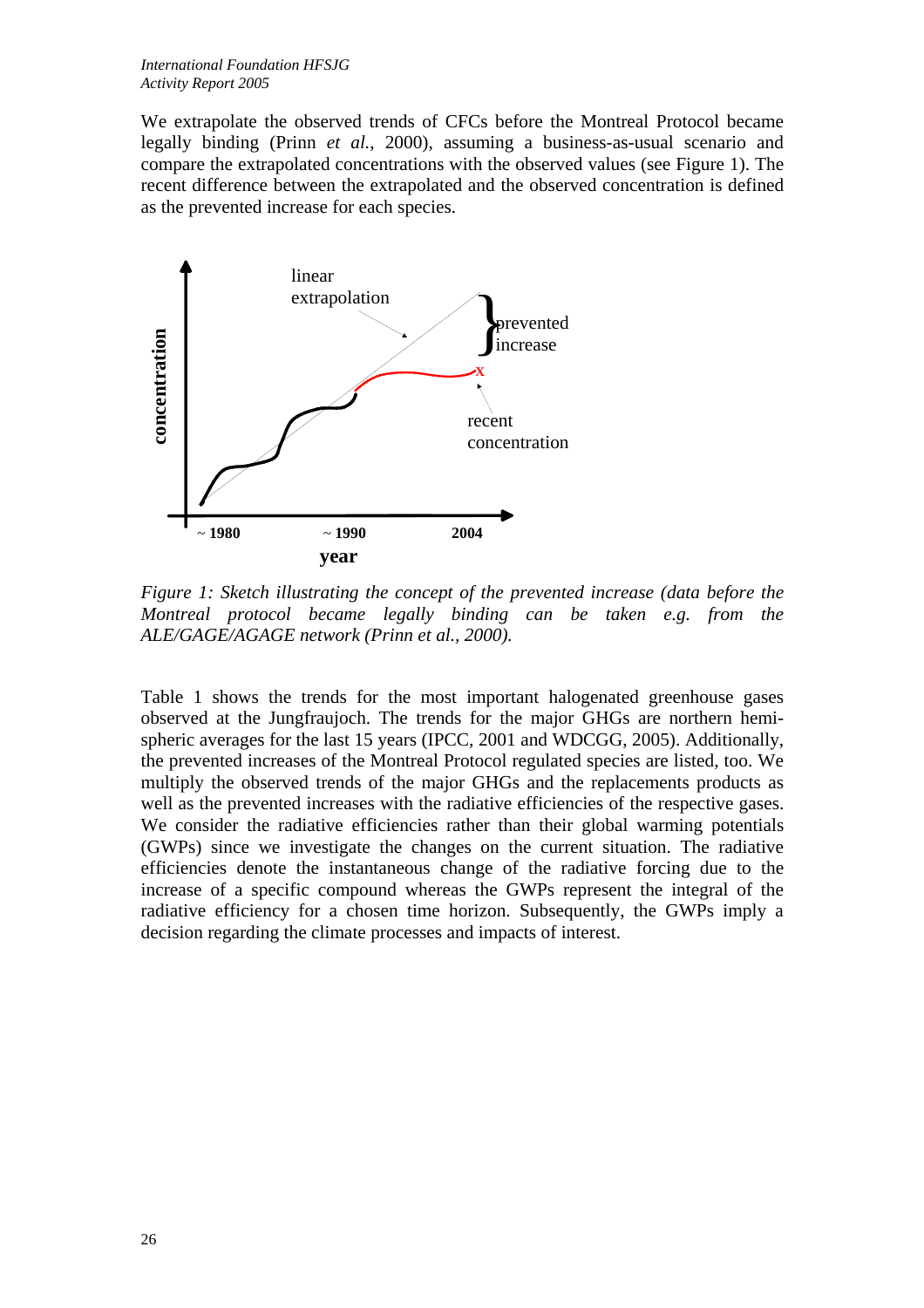We extrapolate the observed trends of CFCs before the Montreal Protocol became legally binding (Prinn *et al.*, 2000), assuming a business-as-usual scenario and compare the extrapolated concentrations with the observed values (see Figure 1). The recent difference between the extrapolated and the observed concentration is defined as the prevented increase for each species.

*Figure 1: Sketch illustrating the concept of the prevented increase (data before the Montreal protocol became legally binding can be taken e.g. from the ALE/GAGE/AGAGE network (Prinn et al., 2000).*

Table 1 shows the trends for the most important halogenated greenhouse gases observed at the Jungfraujoch. The trends for the major GHGs are northern hemispheric averages for the last 15 years (IPCC, 2001 and WDCGG, 2005). Additionally, the prevented increases of the Montreal Protocol regulated species are listed, too. We multiply the observed trends of the major GHGs and the replacements products as well as the prevented increases with the radiative efficiencies of the respective gases. We consider the radiative efficiencies rather than their global warming potentials (GWPs) since we investigate the changes on the current situation. The radiative efficiencies denote the instantaneous change of the radiative forcing due to the increase of a specific compound whereas the GWPs represent the integral of the radiative efficiency for a chosen time horizon. Subsequently, the GWPs imply a decision regarding the climate processes and impacts of interest.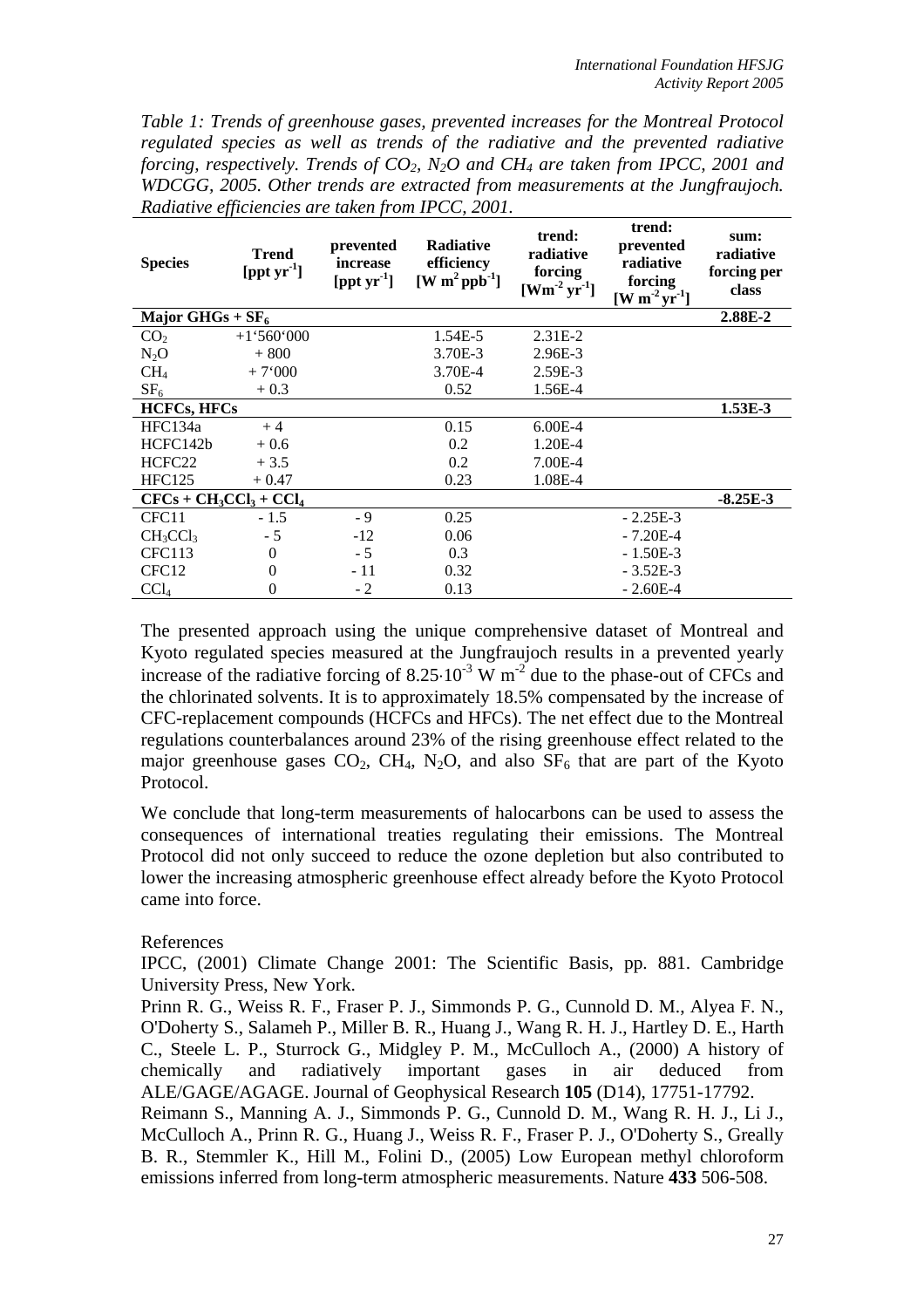*Table 1: Trends of greenhouse gases, prevented increases for the Montreal Protocol regulated species as well as trends of the radiative and the prevented radiative forcing, respectively. Trends of $CO_2$, $N_2O$ and $CH_4$ are taken from IPCC, 2001 and WDCGG, 2005. Other trends are extracted from measurements at the Jungfraujoch. Radiative efficiencies are taken from IPCC, 2001.*

| Species | Trend [ppt $yr^{-1}$] | prevented increase [ppt $yr^{-1}$] | Radiative efficiency [W $m^2$ $ppb^{-1}$] | trend: radiative forcing [$Wm^{-2}$ $yr^{-1}$] | trend: prevented radiative forcing [W $m^{-2}$ $yr^{-1}$] | sum: radiative forcing per class |
|---|---|---|---|---|---|---|
| **Major GHGs + $SF_6$** | | | | | | **2.88E-2** |
| $CO_2$ | +1'560'000 | | 1.54E-5 | 2.31E-2 | | |
| $N_2O$ | + 800 | | 3.70E-3 | 2.96E-3 | | |
| $CH_4$ | + 7'000 | | 3.70E-4 | 2.59E-3 | | |
| $SF_6$ | + 0.3 | | 0.52 | 1.56E-4 | | |
| **HCFCs, HFCs** | | | | | | **1.53E-3** |
| HFC134a | + 4 | | 0.15 | 6.00E-4 | | |
| HCFC142b | + 0.6 | | 0.2 | 1.20E-4 | | |
| HCFC22 | + 3.5 | | 0.2 | 7.00E-4 | | |
| HFC125 | + 0.47 | | 0.23 | 1.08E-4 | | |
| **CFCs + $CH_3CCl_3$ + $CCl_4$** | | | | | | **-8.25E-3** |
| CFC11 | - 1.5 | - 9 | 0.25 | | - 2.25E-3 | |
| $CH_3CCl_3$ | - 5 | -12 | 0.06 | | - 7.20E-4 | |
| CFC113 | 0 | - 5 | 0.3 | | - 1.50E-3 | |
| CFC12 | 0 | - 11 | 0.32 | | - 3.52E-3 | |
| $CCl_4$ | 0 | - 2 | 0.13 | | - 2.60E-4 | |

The presented approach using the unique comprehensive dataset of Montreal and Kyoto regulated species measured at the Jungfraujoch results in a prevented yearly increase of the radiative forcing of $8.25 \cdot 10^{-3}$ W $m^{-2}$ due to the phase-out of CFCs and the chlorinated solvents. It is to approximately 18.5% compensated by the increase of CFC-replacement compounds (HCFCs and HFCs). The net effect due to the Montreal regulations counterbalances around 23% of the rising greenhouse effect related to the major greenhouse gases $CO_2$, $CH_4$, $N_2O$, and also $SF_6$ that are part of the Kyoto Protocol.

We conclude that long-term measurements of halocarbons can be used to assess the consequences of international treaties regulating their emissions. The Montreal Protocol did not only succeed to reduce the ozone depletion but also contributed to lower the increasing atmospheric greenhouse effect already before the Kyoto Protocol came into force.

References

IPCC, (2001) Climate Change 2001: The Scientific Basis, pp. 881. Cambridge University Press, New York.

Prinn R. G., Weiss R. F., Fraser P. J., Simmonds P. G., Cunnold D. M., Alyea F. N., O'Doherty S., Salameh P., Miller B. R., Huang J., Wang R. H. J., Hartley D. E., Harth C., Steele L. P., Sturrock G., Midgley P. M., McCulloch A., (2000) A history of chemically and radiatively important gases in air deduced from ALE/GAGE/AGAGE. Journal of Geophysical Research **105** (D14), 17751-17792.

Reimann S., Manning A. J., Simmonds P. G., Cunnold D. M., Wang R. H. J., Li J., McCulloch A., Prinn R. G., Huang J., Weiss R. F., Fraser P. J., O'Doherty S., Greally B. R., Stemmler K., Hill M., Folini D., (2005) Low European methyl chloroform emissions inferred from long-term atmospheric measurements. Nature **433** 506-508.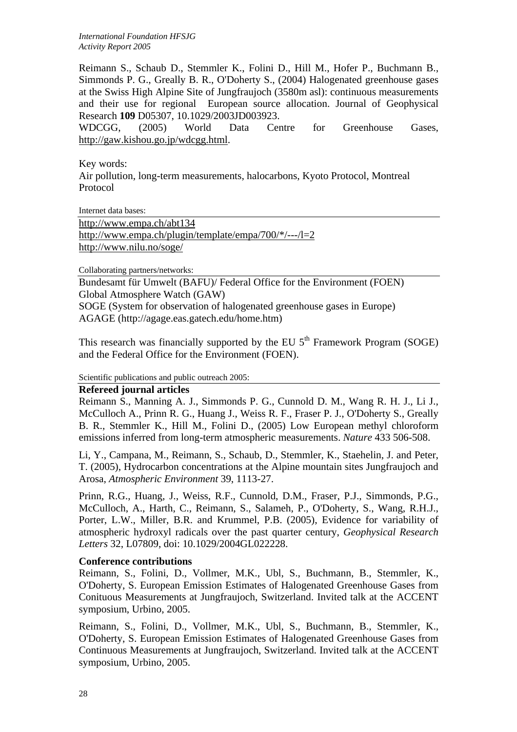Reimann S., Schaub D., Stemmler K., Folini D., Hill M., Hofer P., Buchmann B., Simmonds P. G., Greally B. R., O'Doherty S., (2004) Halogenated greenhouse gases at the Swiss High Alpine Site of Jungfraujoch (3580m asl): continuous measurements and their use for regional European source allocation. Journal of Geophysical Research **109** D05307, 10.1029/2003JD003923.

WDCGG, (2005) World Data Centre for Greenhouse Gases, http://gaw.kishou.go.jp/wdcgg.html.

Key words:
Air pollution, long-term measurements, halocarbons, Kyoto Protocol, Montreal Protocol

Internet data bases:

http://www.empa.ch/abt134
http://www.empa.ch/plugin/template/empa/700/*/---/l=2
http://www.nilu.no/soge/

Collaborating partners/networks:

Bundesamt für Umwelt (BAFU)/ Federal Office for the Environment (FOEN)
Global Atmosphere Watch (GAW)
SOGE (System for observation of halogenated greenhouse gases in Europe)
AGAGE (http://agage.eas.gatech.edu/home.htm)

This research was financially supported by the EU 5th Framework Program (SOGE) and the Federal Office for the Environment (FOEN).

Scientific publications and public outreach 2005:

**Refereed journal articles**

Reimann S., Manning A. J., Simmonds P. G., Cunnold D. M., Wang R. H. J., Li J., McCulloch A., Prinn R. G., Huang J., Weiss R. F., Fraser P. J., O'Doherty S., Greally B. R., Stemmler K., Hill M., Folini D., (2005) Low European methyl chloroform emissions inferred from long-term atmospheric measurements. *Nature* 433 506-508.

Li, Y., Campana, M., Reimann, S., Schaub, D., Stemmler, K., Staehelin, J. and Peter, T. (2005), Hydrocarbon concentrations at the Alpine mountain sites Jungfraujoch and Arosa, *Atmospheric Environment* 39, 1113-27.

Prinn, R.G., Huang, J., Weiss, R.F., Cunnold, D.M., Fraser, P.J., Simmonds, P.G., McCulloch, A., Harth, C., Reimann, S., Salameh, P., O'Doherty, S., Wang, R.H.J., Porter, L.W., Miller, B.R. and Krummel, P.B. (2005), Evidence for variability of atmospheric hydroxyl radicals over the past quarter century, *Geophysical Research Letters* 32, L07809, doi: 10.1029/2004GL022228.

**Conference contributions**

Reimann, S., Folini, D., Vollmer, M.K., Ubl, S., Buchmann, B., Stemmler, K., O'Doherty, S. European Emission Estimates of Halogenated Greenhouse Gases from Conituous Measurements at Jungfraujoch, Switzerland. Invited talk at the ACCENT symposium, Urbino, 2005.

Reimann, S., Folini, D., Vollmer, M.K., Ubl, S., Buchmann, B., Stemmler, K., O'Doherty, S. European Emission Estimates of Halogenated Greenhouse Gases from Continuous Measurements at Jungfraujoch, Switzerland. Invited talk at the ACCENT symposium, Urbino, 2005.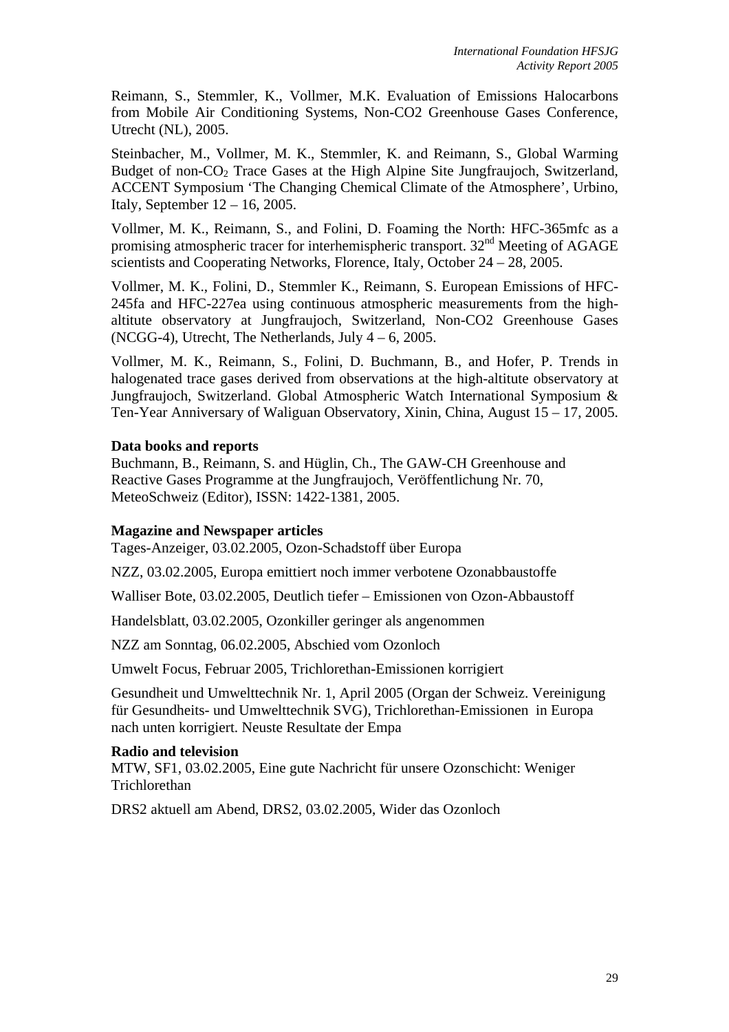Reimann, S., Stemmler, K., Vollmer, M.K. Evaluation of Emissions Halocarbons from Mobile Air Conditioning Systems, Non-CO2 Greenhouse Gases Conference, Utrecht (NL), 2005.

Steinbacher, M., Vollmer, M. K., Stemmler, K. and Reimann, S., Global Warming Budget of non-$CO_2$ Trace Gases at the High Alpine Site Jungfraujoch, Switzerland, ACCENT Symposium 'The Changing Chemical Climate of the Atmosphere', Urbino, Italy, September 12 – 16, 2005.

Vollmer, M. K., Reimann, S., and Folini, D. Foaming the North: HFC-365mfc as a promising atmospheric tracer for interhemispheric transport. 32nd Meeting of AGAGE scientists and Cooperating Networks, Florence, Italy, October 24 – 28, 2005.

Vollmer, M. K., Folini, D., Stemmler K., Reimann, S. European Emissions of HFC-245fa and HFC-227ea using continuous atmospheric measurements from the high-altitute observatory at Jungfraujoch, Switzerland, Non-CO2 Greenhouse Gases (NCGG-4), Utrecht, The Netherlands, July 4 – 6, 2005.

Vollmer, M. K., Reimann, S., Folini, D. Buchmann, B., and Hofer, P. Trends in halogenated trace gases derived from observations at the high-altitute observatory at Jungfraujoch, Switzerland. Global Atmospheric Watch International Symposium & Ten-Year Anniversary of Waliguan Observatory, Xinin, China, August 15 – 17, 2005.

**Data books and reports**

Buchmann, B., Reimann, S. and Hüglin, Ch., The GAW-CH Greenhouse and Reactive Gases Programme at the Jungfraujoch, Veröffentlichung Nr. 70, MeteoSchweiz (Editor), ISSN: 1422-1381, 2005.

**Magazine and Newspaper articles**

Tages-Anzeiger, 03.02.2005, Ozon-Schadstoff über Europa

NZZ, 03.02.2005, Europa emittiert noch immer verbotene Ozonabbaustoffe

Walliser Bote, 03.02.2005, Deutlich tiefer – Emissionen von Ozon-Abbaustoff

Handelsblatt, 03.02.2005, Ozonkiller geringer als angenommen

NZZ am Sonntag, 06.02.2005, Abschied vom Ozonloch

Umwelt Focus, Februar 2005, Trichlorethan-Emissionen korrigiert

Gesundheit und Umwelttechnik Nr. 1, April 2005 (Organ der Schweiz. Vereinigung für Gesundheits- und Umwelttechnik SVG), Trichlorethan-Emissionen in Europa nach unten korrigiert. Neuste Resultate der Empa

**Radio and television**

MTW, SF1, 03.02.2005, Eine gute Nachricht für unsere Ozonschicht: Weniger Trichlorethan

DRS2 aktuell am Abend, DRS2, 03.02.2005, Wider das Ozonloch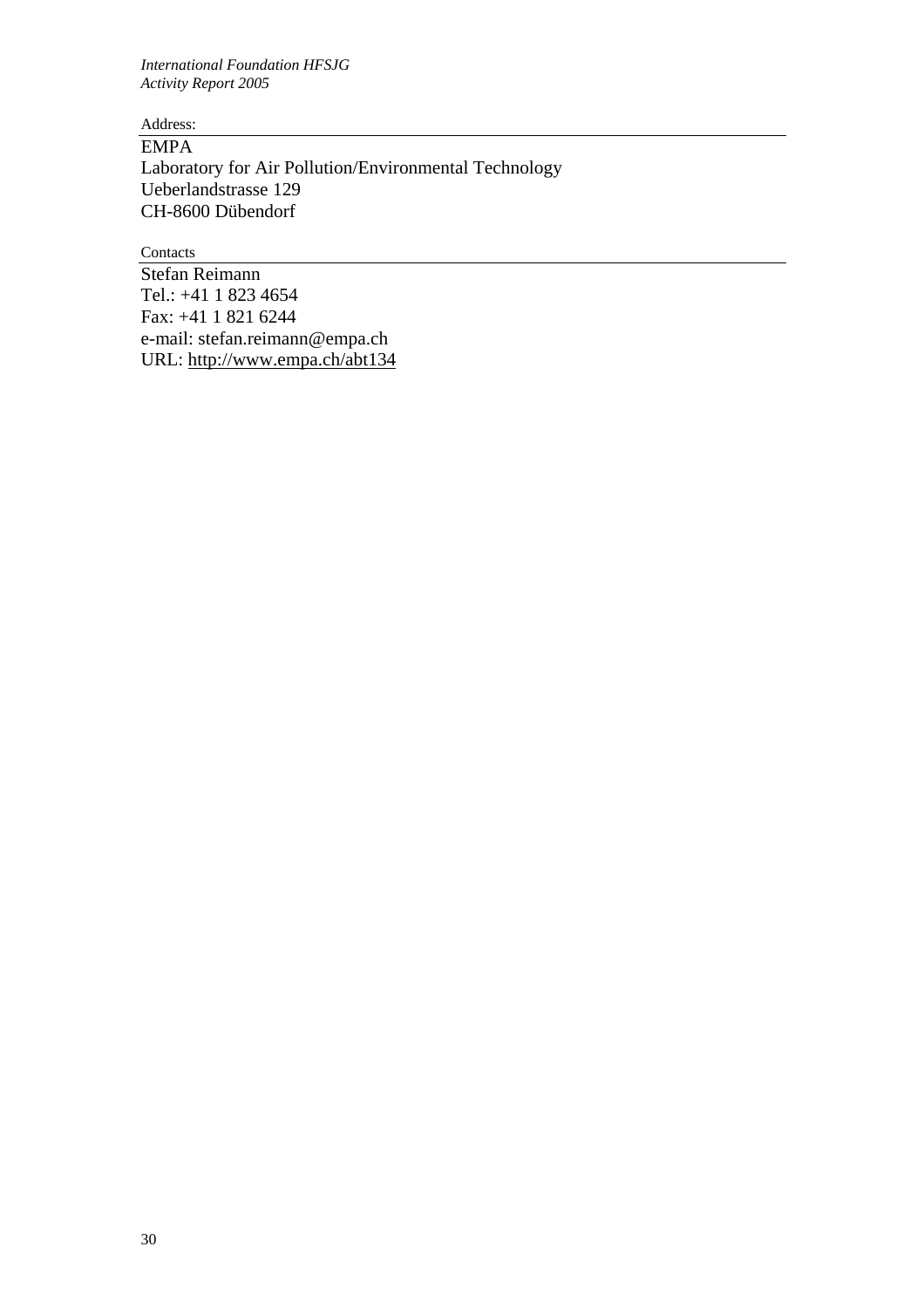Address:

EMPA
Laboratory for Air Pollution/Environmental Technology
Ueberlandstrasse 129
CH-8600 Dübendorf

Contacts

Stefan Reimann
Tel.: +41 1 823 4654
Fax: +41 1 821 6244
e-mail: stefan.reimann@empa.ch
URL: http://www.empa.ch/abt134